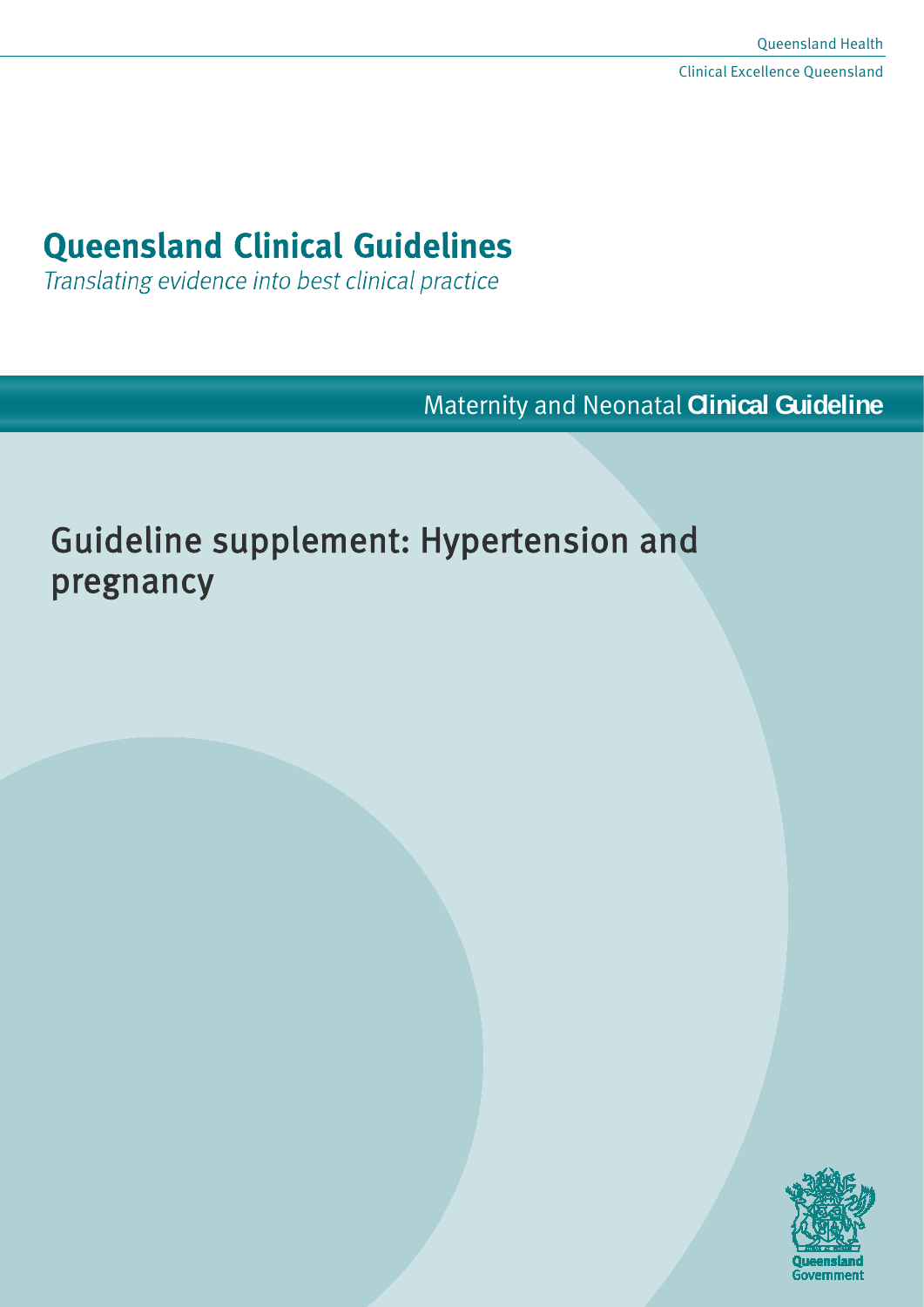Queensland Health

Clinical Excellence Queensland

# Queensland Clinical Guidelines

*Translating evidence into best clinical practice*

Maternity and Neonatal **Clinical Guideline**

## Guideline supplement: Hypertension and pregnancy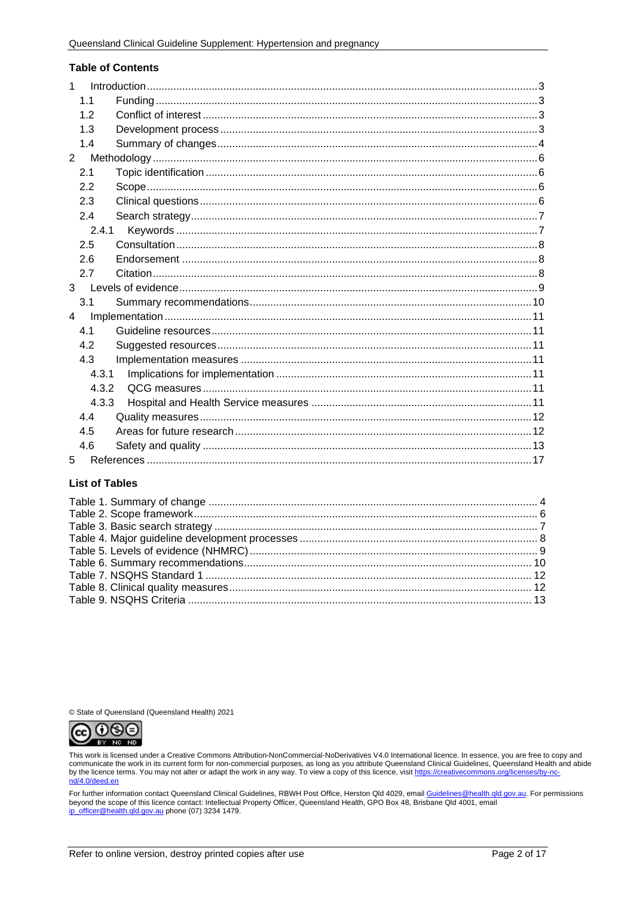## Table of Contents

| | | |
|---|---|---|
| 1 | Introduction | 3 |
| 1.1 | Funding | 3 |
| 1.2 | Conflict of interest | 3 |
| 1.3 | Development process | 3 |
| 1.4 | Summary of changes | 4 |
| 2 | Methodology | 6 |
| 2.1 | Topic identification | 6 |
| 2.2 | Scope | 6 |
| 2.3 | Clinical questions | 6 |
| 2.4 | Search strategy | 7 |
| 2.4.1 | Keywords | 7 |
| 2.5 | Consultation | 8 |
| 2.6 | Endorsement | 8 |
| 2.7 | Citation | 8 |
| 3 | Levels of evidence | 9 |
| 3.1 | Summary recommendations | 10 |
| 4 | Implementation | 11 |
| 4.1 | Guideline resources | 11 |
| 4.2 | Suggested resources | 11 |
| 4.3 | Implementation measures | 11 |
| 4.3.1 | Implications for implementation | 11 |
| 4.3.2 | QCG measures | 11 |
| 4.3.3 | Hospital and Health Service measures | 11 |
| 4.4 | Quality measures | 12 |
| 4.5 | Areas for future research | 12 |
| 4.6 | Safety and quality | 13 |
| 5 | References | 17 |

## List of Tables

| | |
|---|---|
| Table 1. Summary of change | 4 |
| Table 2. Scope framework | 6 |
| Table 3. Basic search strategy | 7 |
| Table 4. Major guideline development processes | 8 |
| Table 5. Levels of evidence (NHMRC) | 9 |
| Table 6. Summary recommendations | 10 |
| Table 7. NSQHS Standard 1 | 12 |
| Table 8. Clinical quality measures | 12 |
| Table 9. NSQHS Criteria | 13 |

© State of Queensland (Queensland Health) 2021

This work is licensed under a Creative Commons Attribution-NonCommercial-NoDerivatives V4.0 International licence. In essence, you are free to copy and communicate the work in its current form for non-commercial purposes, as long as you attribute Queensland Clinical Guidelines, Queensland Health and abide by the licence terms. You may not alter or adapt the work in any way. To view a copy of this licence, visit https://creativecommons.org/licenses/by-nc-nd/4.0/deed.en

For further information contact Queensland Clinical Guidelines, RBWH Post Office, Herston Qld 4029, email Guidelines@health.qld.gov.au. For permissions beyond the scope of this licence contact: Intellectual Property Officer, Queensland Health, GPO Box 48, Brisbane Qld 4001, email ip_officer@health.qld.gov.au phone (07) 3234 1479.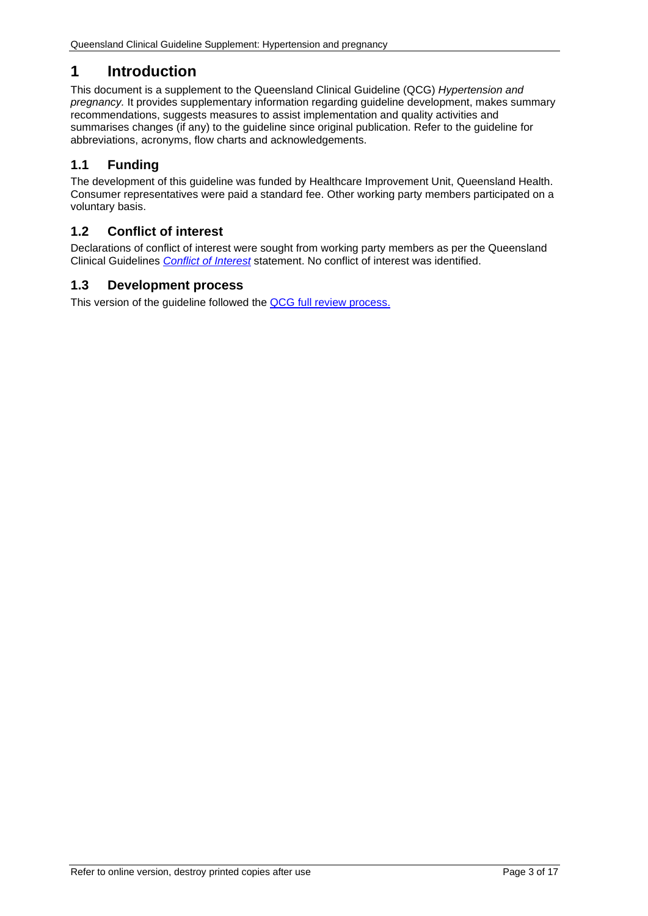# 1 Introduction

This document is a supplement to the Queensland Clinical Guideline (QCG) *Hypertension and pregnancy*. It provides supplementary information regarding guideline development, makes summary recommendations, suggests measures to assist implementation and quality activities and summarises changes (if any) to the guideline since original publication. Refer to the guideline for abbreviations, acronyms, flow charts and acknowledgements.

## 1.1 Funding

The development of this guideline was funded by Healthcare Improvement Unit, Queensland Health. Consumer representatives were paid a standard fee. Other working party members participated on a voluntary basis.

## 1.2 Conflict of interest

Declarations of conflict of interest were sought from working party members as per the Queensland Clinical Guidelines *Conflict of Interest* statement. No conflict of interest was identified.

## 1.3 Development process

This version of the guideline followed the QCG full review process.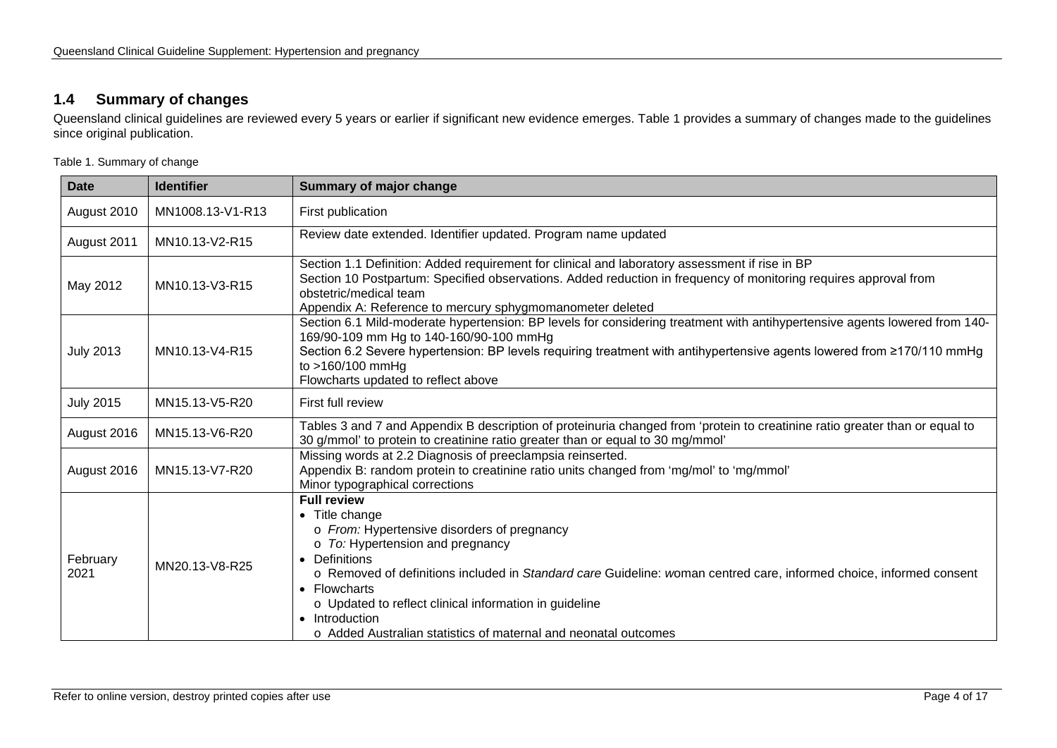## 1.4 Summary of changes

Queensland clinical guidelines are reviewed every 5 years or earlier if significant new evidence emerges. Table 1 provides a summary of changes made to the guidelines since original publication.

Table 1. Summary of change

| Date | Identifier | Summary of major change |
|---|---|---|
| August 2010 | MN1008.13-V1-R13 | First publication |
| August 2011 | MN10.13-V2-R15 | Review date extended. Identifier updated. Program name updated |
| May 2012 | MN10.13-V3-R15 | Section 1.1 Definition: Added requirement for clinical and laboratory assessment if rise in BP<br>Section 10 Postpartum: Specified observations. Added reduction in frequency of monitoring requires approval from obstetric/medical team<br>Appendix A: Reference to mercury sphygmomanometer deleted |
| July 2013 | MN10.13-V4-R15 | Section 6.1 Mild-moderate hypertension: BP levels for considering treatment with antihypertensive agents lowered from 140-169/90-109 mm Hg to 140-160/90-100 mmHg<br>Section 6.2 Severe hypertension: BP levels requiring treatment with antihypertensive agents lowered from ≥170/110 mmHg to >160/100 mmHg<br>Flowcharts updated to reflect above |
| July 2015 | MN15.13-V5-R20 | First full review |
| August 2016 | MN15.13-V6-R20 | Tables 3 and 7 and Appendix B description of proteinuria changed from 'protein to creatinine ratio greater than or equal to 30 g/mmol' to protein to creatinine ratio greater than or equal to 30 mg/mmol' |
| August 2016 | MN15.13-V7-R20 | Missing words at 2.2 Diagnosis of preeclampsia reinserted.<br>Appendix B: random protein to creatinine ratio units changed from 'mg/mol' to 'mg/mmol'<br>Minor typographical corrections |
| February 2021 | MN20.13-V8-R25 | **Full review**<br>• Title change<br>&nbsp;&nbsp;o *From:* Hypertensive disorders of pregnancy<br>&nbsp;&nbsp;o *To:* Hypertension and pregnancy<br>• Definitions<br>&nbsp;&nbsp;o Removed of definitions included in *Standard care* Guideline: *w*oman centred care, informed choice, informed consent<br>• Flowcharts<br>&nbsp;&nbsp;o Updated to reflect clinical information in guideline<br>• Introduction<br>&nbsp;&nbsp;o Added Australian statistics of maternal and neonatal outcomes |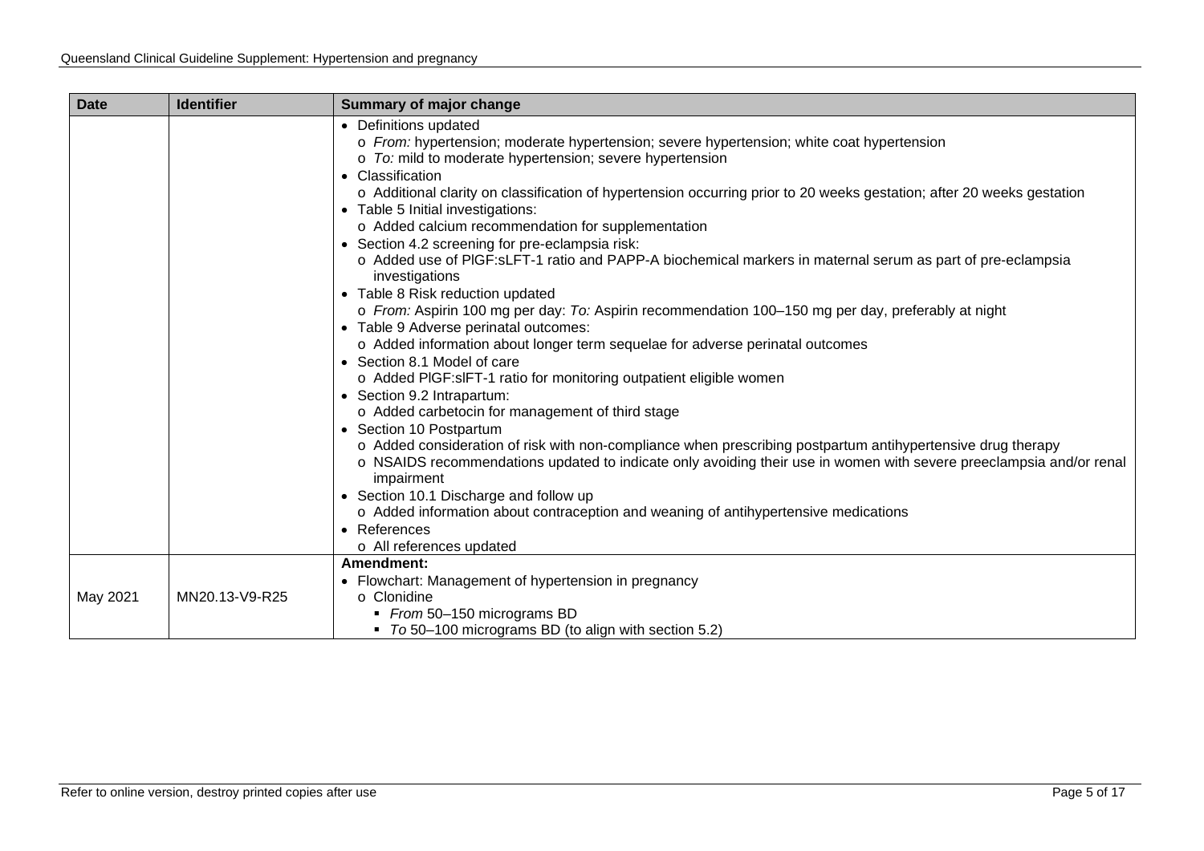| Date | Identifier | Summary of major change |
|---|---|---|
| | | • Definitions updated<br>o *From:* hypertension; moderate hypertension; severe hypertension; white coat hypertension<br>o *To:* mild to moderate hypertension; severe hypertension<br>• Classification<br>o Additional clarity on classification of hypertension occurring prior to 20 weeks gestation; after 20 weeks gestation<br>• Table 5 Initial investigations:<br>o Added calcium recommendation for supplementation<br>• Section 4.2 screening for pre-eclampsia risk:<br>o Added use of PlGF:sLFT-1 ratio and PAPP-A biochemical markers in maternal serum as part of pre-eclampsia investigations<br>• Table 8 Risk reduction updated<br>o *From:* Aspirin 100 mg per day: *To:* Aspirin recommendation 100–150 mg per day, preferably at night<br>• Table 9 Adverse perinatal outcomes:<br>o Added information about longer term sequelae for adverse perinatal outcomes<br>• Section 8.1 Model of care<br>o Added PlGF:slFT-1 ratio for monitoring outpatient eligible women<br>• Section 9.2 Intrapartum:<br>o Added carbetocin for management of third stage<br>• Section 10 Postpartum<br>o Added consideration of risk with non-compliance when prescribing postpartum antihypertensive drug therapy<br>o NSAIDS recommendations updated to indicate only avoiding their use in women with severe preeclampsia and/or renal impairment<br>• Section 10.1 Discharge and follow up<br>o Added information about contraception and weaning of antihypertensive medications<br>• References<br>o All references updated |
| May 2021 | MN20.13-V9-R25 | **Amendment:**<br>• Flowchart: Management of hypertension in pregnancy<br>o Clonidine<br>▪ *From* 50–150 micrograms BD<br>▪ *To* 50–100 micrograms BD (to align with section 5.2) |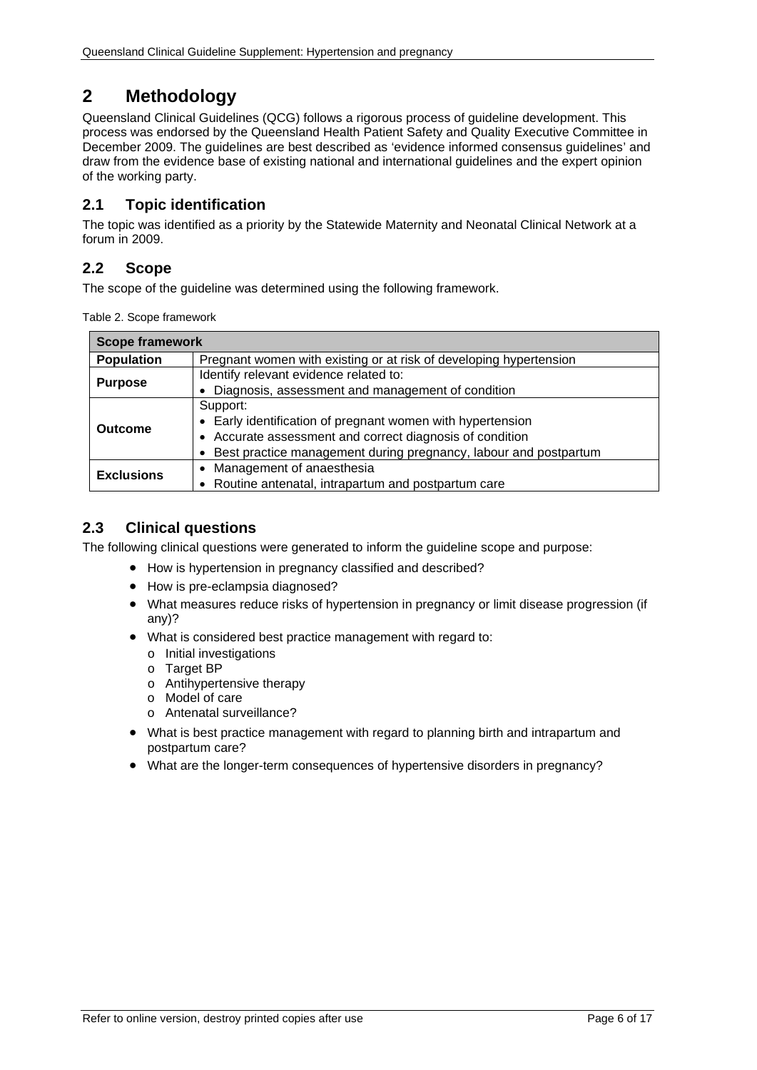# 2 Methodology

Queensland Clinical Guidelines (QCG) follows a rigorous process of guideline development. This process was endorsed by the Queensland Health Patient Safety and Quality Executive Committee in December 2009. The guidelines are best described as 'evidence informed consensus guidelines' and draw from the evidence base of existing national and international guidelines and the expert opinion of the working party.

## 2.1 Topic identification

The topic was identified as a priority by the Statewide Maternity and Neonatal Clinical Network at a forum in 2009.

## 2.2 Scope

The scope of the guideline was determined using the following framework.

Table 2. Scope framework

| Scope framework | |
|---|---|
| **Population** | Pregnant women with existing or at risk of developing hypertension |
| **Purpose** | Identify relevant evidence related to:<br>• Diagnosis, assessment and management of condition |
| **Outcome** | Support:<br>• Early identification of pregnant women with hypertension<br>• Accurate assessment and correct diagnosis of condition<br>• Best practice management during pregnancy, labour and postpartum |
| **Exclusions** | • Management of anaesthesia<br>• Routine antenatal, intrapartum and postpartum care |

## 2.3 Clinical questions

The following clinical questions were generated to inform the guideline scope and purpose:

- How is hypertension in pregnancy classified and described?
- How is pre-eclampsia diagnosed?
- What measures reduce risks of hypertension in pregnancy or limit disease progression (if any)?
- What is considered best practice management with regard to:
  - Initial investigations
  - Target BP
  - Antihypertensive therapy
  - Model of care
  - Antenatal surveillance?
- What is best practice management with regard to planning birth and intrapartum and postpartum care?
- What are the longer-term consequences of hypertensive disorders in pregnancy?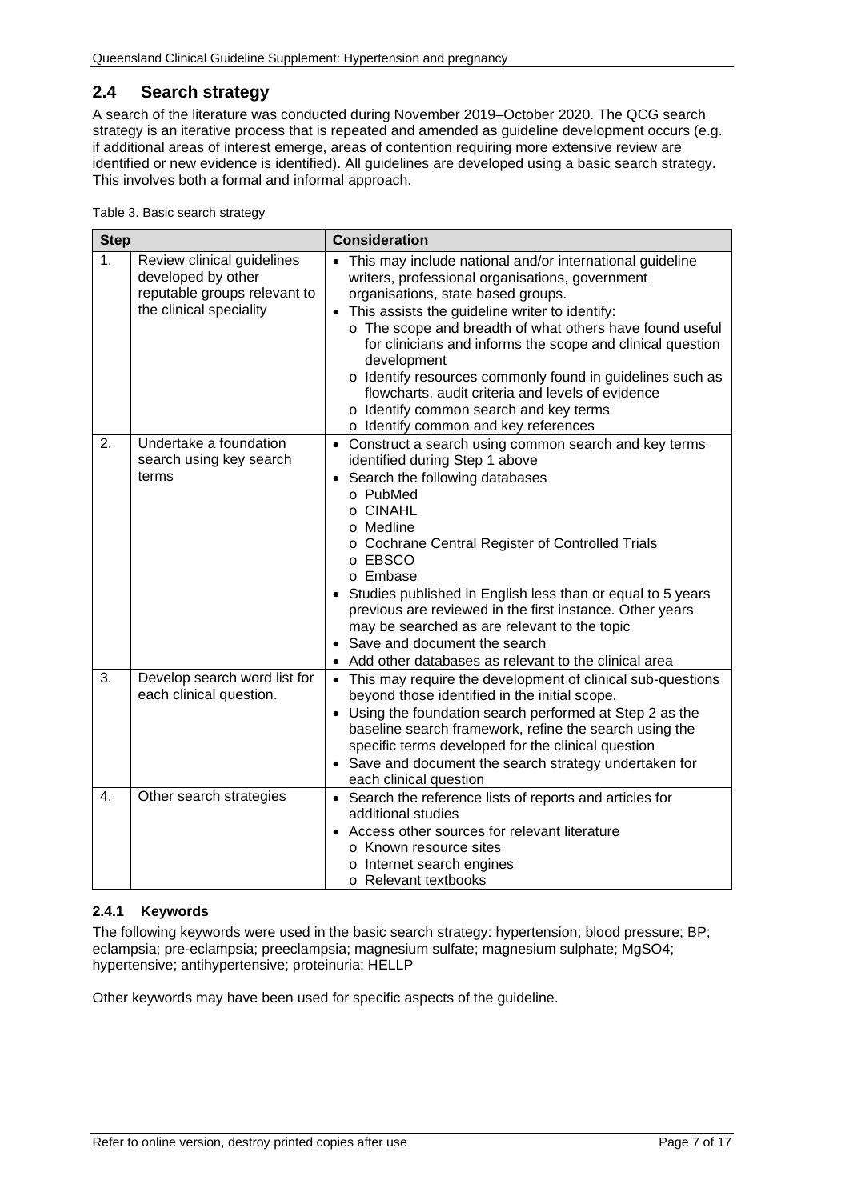## 2.4 Search strategy

A search of the literature was conducted during November 2019–October 2020. The QCG search strategy is an iterative process that is repeated and amended as guideline development occurs (e.g. if additional areas of interest emerge, areas of contention requiring more extensive review are identified or new evidence is identified). All guidelines are developed using a basic search strategy. This involves both a formal and informal approach.

Table 3. Basic search strategy

| Step | | Consideration |
|---|---|---|
| 1. | Review clinical guidelines developed by other reputable groups relevant to the clinical speciality | • This may include national and/or international guideline writers, professional organisations, government organisations, state based groups.<br>• This assists the guideline writer to identify:<br>o The scope and breadth of what others have found useful for clinicians and informs the scope and clinical question development<br>o Identify resources commonly found in guidelines such as flowcharts, audit criteria and levels of evidence<br>o Identify common search and key terms<br>o Identify common and key references |
| 2. | Undertake a foundation search using key search terms | • Construct a search using common search and key terms identified during Step 1 above<br>• Search the following databases<br>o PubMed<br>o CINAHL<br>o Medline<br>o Cochrane Central Register of Controlled Trials<br>o EBSCO<br>o Embase<br>• Studies published in English less than or equal to 5 years previous are reviewed in the first instance. Other years may be searched as are relevant to the topic<br>• Save and document the search<br>• Add other databases as relevant to the clinical area |
| 3. | Develop search word list for each clinical question. | • This may require the development of clinical sub-questions beyond those identified in the initial scope.<br>• Using the foundation search performed at Step 2 as the baseline search framework, refine the search using the specific terms developed for the clinical question<br>• Save and document the search strategy undertaken for each clinical question |
| 4. | Other search strategies | • Search the reference lists of reports and articles for additional studies<br>• Access other sources for relevant literature<br>o Known resource sites<br>o Internet search engines<br>o Relevant textbooks |

### 2.4.1 Keywords

The following keywords were used in the basic search strategy: hypertension; blood pressure; BP; eclampsia; pre-eclampsia; preeclampsia; magnesium sulfate; magnesium sulphate; $MgSO_4$; hypertensive; antihypertensive; proteinuria; HELLP

Other keywords may have been used for specific aspects of the guideline.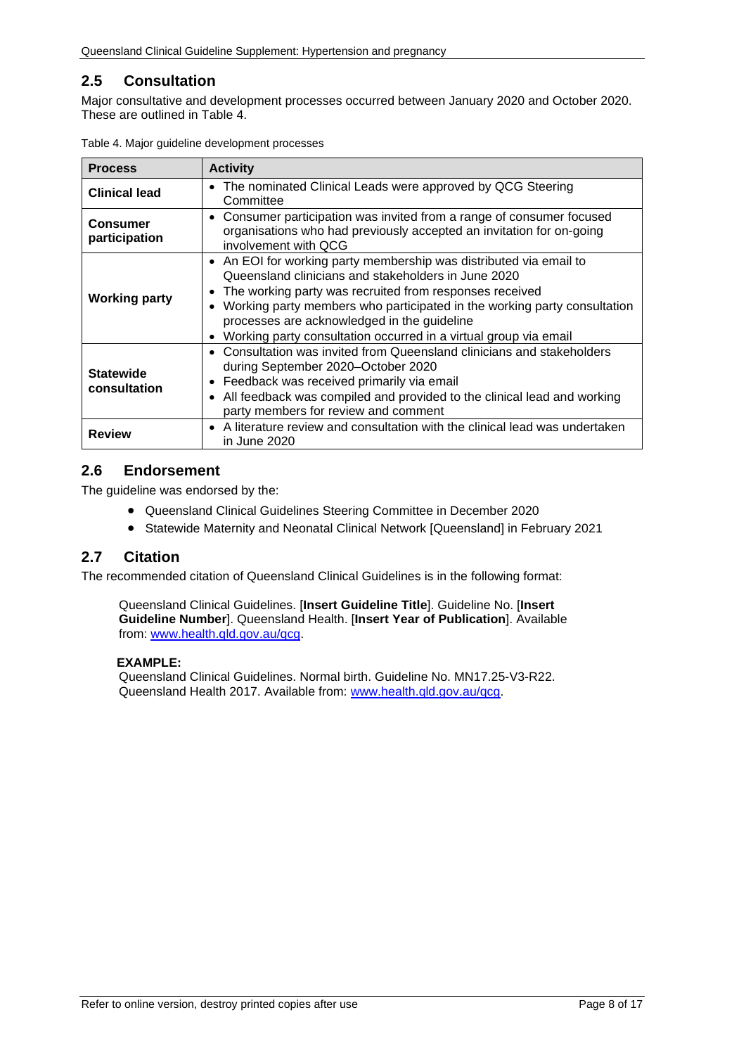## 2.5 Consultation

Major consultative and development processes occurred between January 2020 and October 2020. These are outlined in Table 4.

Table 4. Major guideline development processes

| Process | Activity |
| --- | --- |
| **Clinical lead** | • The nominated Clinical Leads were approved by QCG Steering Committee |
| **Consumer participation** | • Consumer participation was invited from a range of consumer focused organisations who had previously accepted an invitation for on-going involvement with QCG |
| **Working party** | • An EOI for working party membership was distributed via email to Queensland clinicians and stakeholders in June 2020<br>• The working party was recruited from responses received<br>• Working party members who participated in the working party consultation processes are acknowledged in the guideline<br>• Working party consultation occurred in a virtual group via email |
| **Statewide consultation** | • Consultation was invited from Queensland clinicians and stakeholders during September 2020–October 2020<br>• Feedback was received primarily via email<br>• All feedback was compiled and provided to the clinical lead and working party members for review and comment |
| **Review** | • A literature review and consultation with the clinical lead was undertaken in June 2020 |

## 2.6 Endorsement

The guideline was endorsed by the:

- Queensland Clinical Guidelines Steering Committee in December 2020
- Statewide Maternity and Neonatal Clinical Network [Queensland] in February 2021

## 2.7 Citation

The recommended citation of Queensland Clinical Guidelines is in the following format:

> Queensland Clinical Guidelines. [**Insert Guideline Title**]. Guideline No. [**Insert Guideline Number**]. Queensland Health. [**Insert Year of Publication**]. Available from: www.health.qld.gov.au/qcg.
>
> **EXAMPLE:**
> Queensland Clinical Guidelines. Normal birth. Guideline No. MN17.25-V3-R22. Queensland Health 2017. Available from: www.health.qld.gov.au/qcg.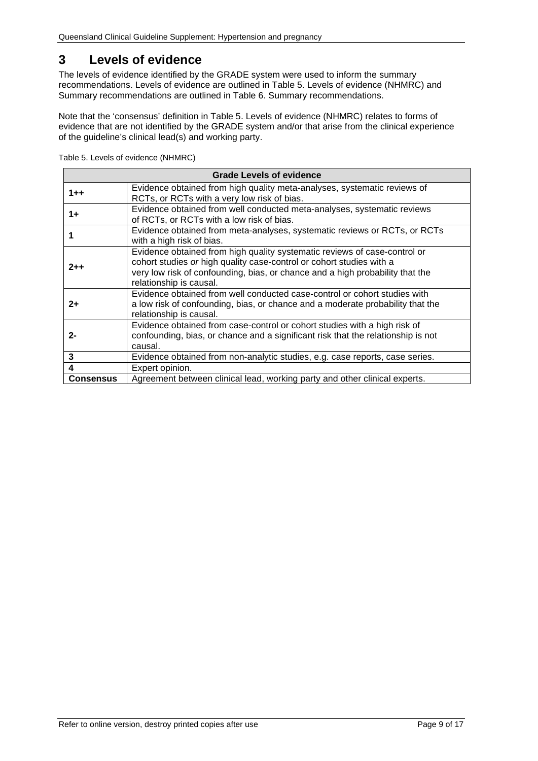# 3 Levels of evidence

The levels of evidence identified by the GRADE system were used to inform the summary recommendations. Levels of evidence are outlined in Table 5. Levels of evidence (NHMRC) and Summary recommendations are outlined in Table 6. Summary recommendations.

Note that the 'consensus' definition in Table 5. Levels of evidence (NHMRC) relates to forms of evidence that are not identified by the GRADE system and/or that arise from the clinical experience of the guideline's clinical lead(s) and working party.

Table 5. Levels of evidence (NHMRC)

| Grade | Levels of evidence |
|---|---|
| **1++** | Evidence obtained from high quality meta-analyses, systematic reviews of RCTs, or RCTs with a very low risk of bias. |
| **1+** | Evidence obtained from well conducted meta-analyses, systematic reviews of RCTs, or RCTs with a low risk of bias. |
| **1** | Evidence obtained from meta-analyses, systematic reviews or RCTs, or RCTs with a high risk of bias. |
| **2++** | Evidence obtained from high quality systematic reviews of case-control or cohort studies *or* high quality case-control or cohort studies with a very low risk of confounding, bias, or chance and a high probability that the relationship is causal. |
| **2+** | Evidence obtained from well conducted case-control or cohort studies with a low risk of confounding, bias, or chance and a moderate probability that the relationship is causal. |
| **2-** | Evidence obtained from case-control or cohort studies with a high risk of confounding, bias, or chance and a significant risk that the relationship is not causal. |
| **3** | Evidence obtained from non-analytic studies, e.g. case reports, case series. |
| **4** | Expert opinion. |
| **Consensus** | Agreement between clinical lead, working party and other clinical experts. |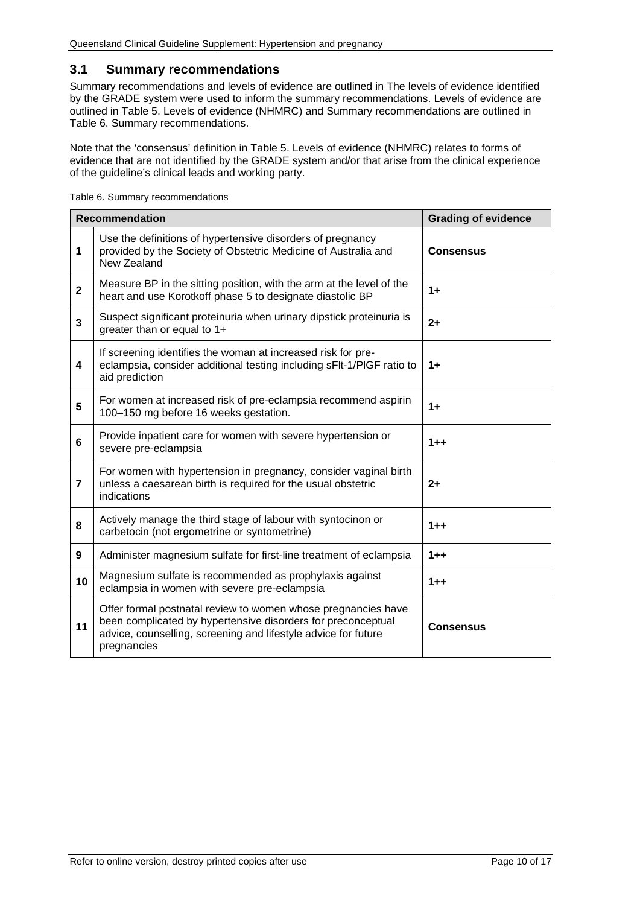## 3.1 Summary recommendations

Summary recommendations and levels of evidence are outlined in The levels of evidence identified by the GRADE system were used to inform the summary recommendations. Levels of evidence are outlined in Table 5. Levels of evidence (NHMRC) and Summary recommendations are outlined in Table 6. Summary recommendations.

Note that the 'consensus' definition in Table 5. Levels of evidence (NHMRC) relates to forms of evidence that are not identified by the GRADE system and/or that arise from the clinical experience of the guideline's clinical leads and working party.

Table 6. Summary recommendations

| Recommendation | | Grading of evidence |
|---|---|---|
| **1** | Use the definitions of hypertensive disorders of pregnancy provided by the Society of Obstetric Medicine of Australia and New Zealand | **Consensus** |
| **2** | Measure BP in the sitting position, with the arm at the level of the heart and use Korotkoff phase 5 to designate diastolic BP | **1+** |
| **3** | Suspect significant proteinuria when urinary dipstick proteinuria is greater than or equal to 1+ | **2+** |
| **4** | If screening identifies the woman at increased risk for pre-eclampsia, consider additional testing including sFlt-1/PlGF ratio to aid prediction | **1+** |
| **5** | For women at increased risk of pre-eclampsia recommend aspirin 100–150 mg before 16 weeks gestation. | **1+** |
| **6** | Provide inpatient care for women with severe hypertension or severe pre-eclampsia | **1++** |
| **7** | For women with hypertension in pregnancy, consider vaginal birth unless a caesarean birth is required for the usual obstetric indications | **2+** |
| **8** | Actively manage the third stage of labour with syntocinon or carbetocin (not ergometrine or syntometrine) | **1++** |
| **9** | Administer magnesium sulfate for first-line treatment of eclampsia | **1++** |
| **10** | Magnesium sulfate is recommended as prophylaxis against eclampsia in women with severe pre-eclampsia | **1++** |
| **11** | Offer formal postnatal review to women whose pregnancies have been complicated by hypertensive disorders for preconceptual advice, counselling, screening and lifestyle advice for future pregnancies | **Consensus** |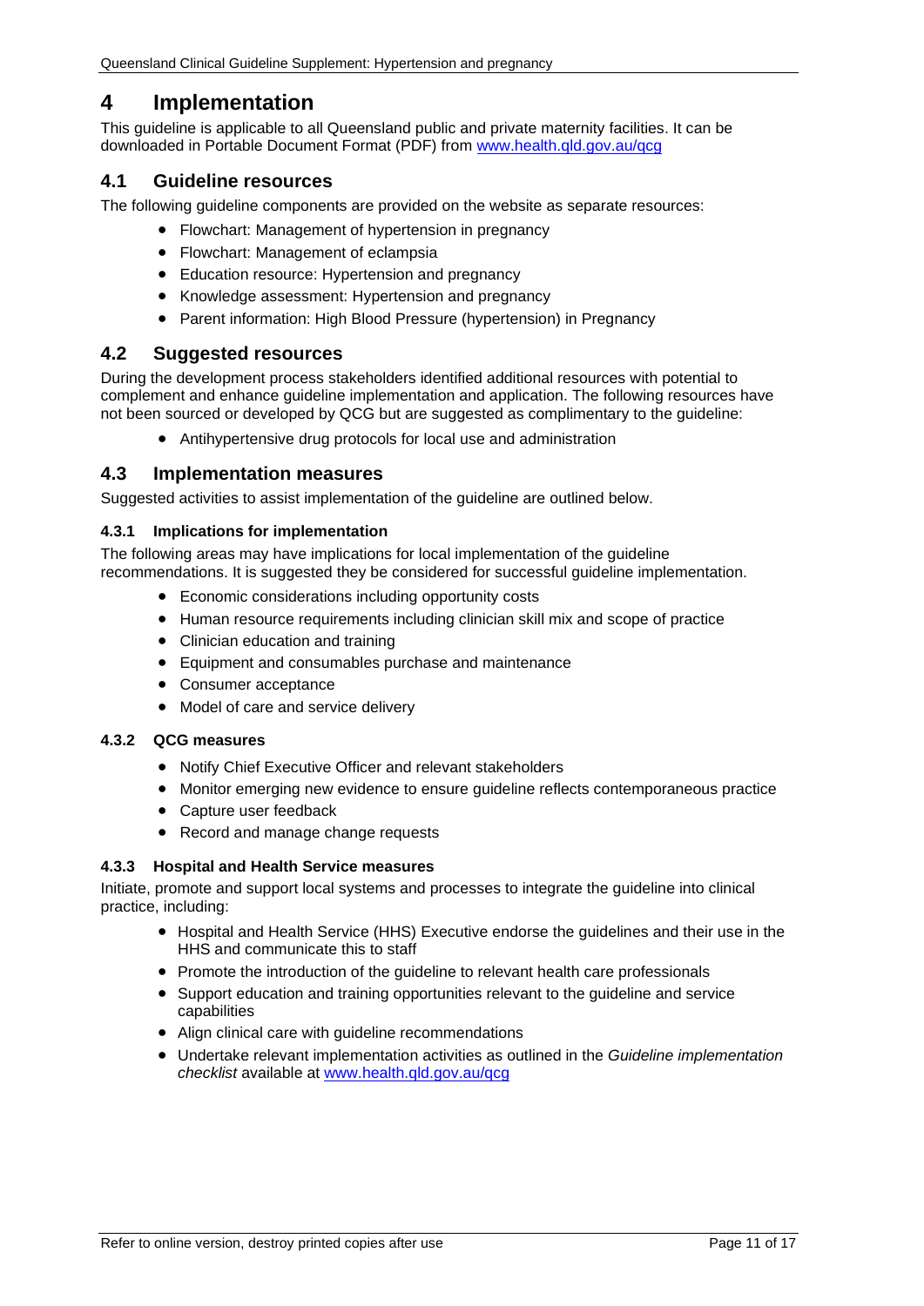# 4 Implementation

This guideline is applicable to all Queensland public and private maternity facilities. It can be downloaded in Portable Document Format (PDF) from www.health.qld.gov.au/qcg

## 4.1 Guideline resources

The following guideline components are provided on the website as separate resources:

- Flowchart: Management of hypertension in pregnancy
- Flowchart: Management of eclampsia
- Education resource: Hypertension and pregnancy
- Knowledge assessment: Hypertension and pregnancy
- Parent information: High Blood Pressure (hypertension) in Pregnancy

## 4.2 Suggested resources

During the development process stakeholders identified additional resources with potential to complement and enhance guideline implementation and application. The following resources have not been sourced or developed by QCG but are suggested as complimentary to the guideline:

- Antihypertensive drug protocols for local use and administration

## 4.3 Implementation measures

Suggested activities to assist implementation of the guideline are outlined below.

### 4.3.1 Implications for implementation

The following areas may have implications for local implementation of the guideline recommendations. It is suggested they be considered for successful guideline implementation.

- Economic considerations including opportunity costs
- Human resource requirements including clinician skill mix and scope of practice
- Clinician education and training
- Equipment and consumables purchase and maintenance
- Consumer acceptance
- Model of care and service delivery

### 4.3.2 QCG measures

- Notify Chief Executive Officer and relevant stakeholders
- Monitor emerging new evidence to ensure guideline reflects contemporaneous practice
- Capture user feedback
- Record and manage change requests

### 4.3.3 Hospital and Health Service measures

Initiate, promote and support local systems and processes to integrate the guideline into clinical practice, including:

- Hospital and Health Service (HHS) Executive endorse the guidelines and their use in the HHS and communicate this to staff
- Promote the introduction of the guideline to relevant health care professionals
- Support education and training opportunities relevant to the guideline and service capabilities
- Align clinical care with guideline recommendations
- Undertake relevant implementation activities as outlined in the *Guideline implementation checklist* available at www.health.qld.gov.au/qcg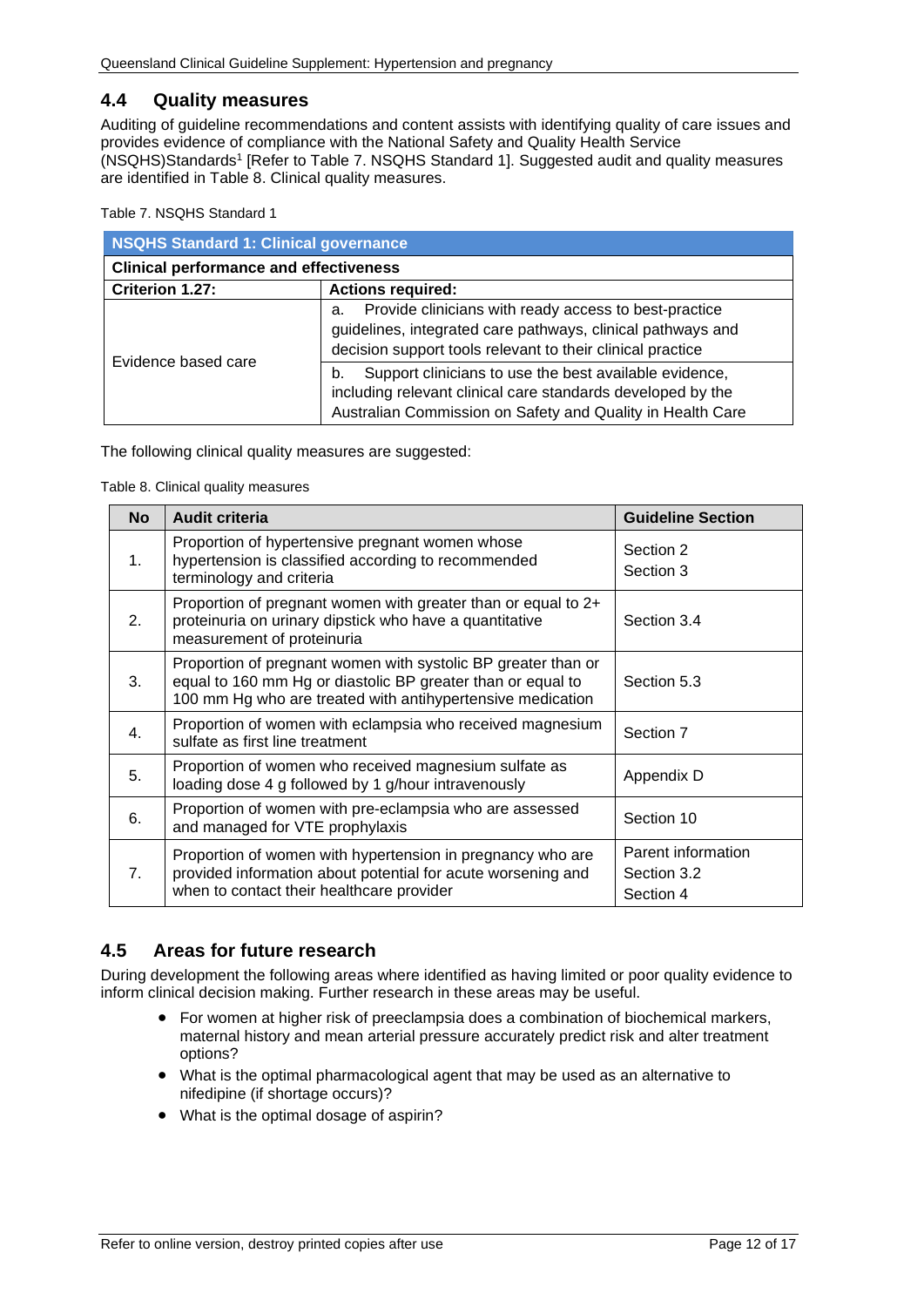## 4.4 Quality measures

Auditing of guideline recommendations and content assists with identifying quality of care issues and provides evidence of compliance with the National Safety and Quality Health Service (NSQHS)Standards[1] [Refer to Table 7. NSQHS Standard 1]. Suggested audit and quality measures are identified in Table 8. Clinical quality measures.

Table 7. NSQHS Standard 1

| **NSQHS Standard 1: Clinical governance** | |
|---|---|
| **Clinical performance and effectiveness** | |
| **Criterion 1.27:** | **Actions required:** |
| Evidence based care | a. Provide clinicians with ready access to best-practice guidelines, integrated care pathways, clinical pathways and decision support tools relevant to their clinical practice |
| | b. Support clinicians to use the best available evidence, including relevant clinical care standards developed by the Australian Commission on Safety and Quality in Health Care |

The following clinical quality measures are suggested:

Table 8. Clinical quality measures

| No | Audit criteria | Guideline Section |
|---|---|---|
| 1. | Proportion of hypertensive pregnant women whose hypertension is classified according to recommended terminology and criteria | Section 2<br>Section 3 |
| 2. | Proportion of pregnant women with greater than or equal to 2+ proteinuria on urinary dipstick who have a quantitative measurement of proteinuria | Section 3.4 |
| 3. | Proportion of pregnant women with systolic BP greater than or equal to 160 mm Hg or diastolic BP greater than or equal to 100 mm Hg who are treated with antihypertensive medication | Section 5.3 |
| 4. | Proportion of women with eclampsia who received magnesium sulfate as first line treatment | Section 7 |
| 5. | Proportion of women who received magnesium sulfate as loading dose 4 g followed by 1 g/hour intravenously | Appendix D |
| 6. | Proportion of women with pre-eclampsia who are assessed and managed for VTE prophylaxis | Section 10 |
| 7. | Proportion of women with hypertension in pregnancy who are provided information about potential for acute worsening and when to contact their healthcare provider | Parent information<br>Section 3.2<br>Section 4 |

## 4.5 Areas for future research

During development the following areas where identified as having limited or poor quality evidence to inform clinical decision making. Further research in these areas may be useful.

- For women at higher risk of preeclampsia does a combination of biochemical markers, maternal history and mean arterial pressure accurately predict risk and alter treatment options?
- What is the optimal pharmacological agent that may be used as an alternative to nifedipine (if shortage occurs)?
- What is the optimal dosage of aspirin?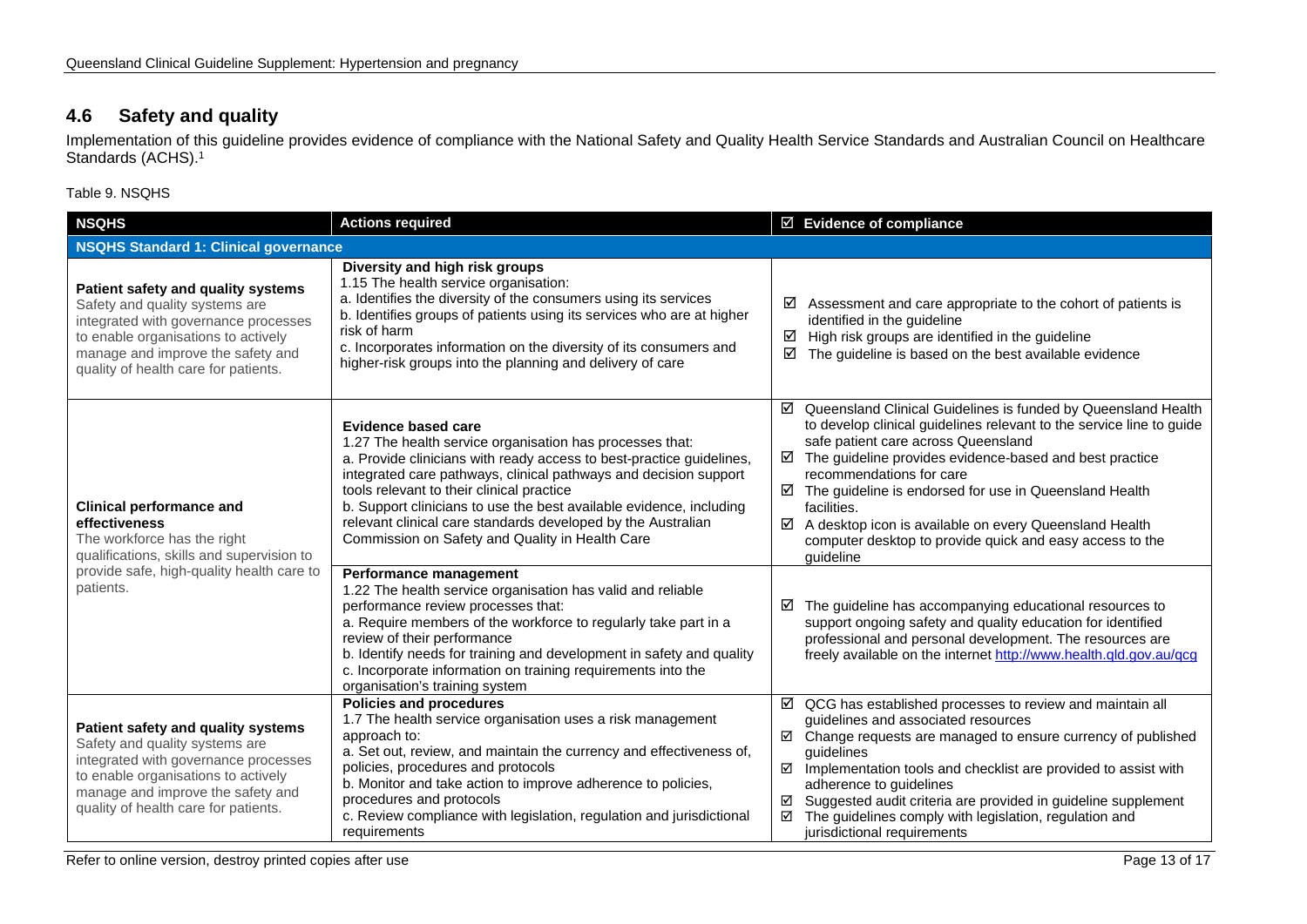## 4.6 Safety and quality

Implementation of this guideline provides evidence of compliance with the National Safety and Quality Health Service Standards and Australian Council on Healthcare Standards (ACHS).[1]

Table 9. NSQHS

| NSQHS | Actions required | ☑ Evidence of compliance |
|---|---|---|
| **NSQHS Standard 1: Clinical governance** | | |
| **Patient safety and quality systems** Safety and quality systems are integrated with governance processes to enable organisations to actively manage and improve the safety and quality of health care for patients. | **Diversity and high risk groups** 1.15 The health service organisation: a. Identifies the diversity of the consumers using its services b. Identifies groups of patients using its services who are at higher risk of harm c. Incorporates information on the diversity of its consumers and higher-risk groups into the planning and delivery of care | ☑ Assessment and care appropriate to the cohort of patients is identified in the guideline ☑ High risk groups are identified in the guideline ☑ The guideline is based on the best available evidence |
| **Clinical performance and effectiveness** The workforce has the right qualifications, skills and supervision to provide safe, high-quality health care to patients. | **Evidence based care** 1.27 The health service organisation has processes that: a. Provide clinicians with ready access to best-practice guidelines, integrated care pathways, clinical pathways and decision support tools relevant to their clinical practice b. Support clinicians to use the best available evidence, including relevant clinical care standards developed by the Australian Commission on Safety and Quality in Health Care | ☑ Queensland Clinical Guidelines is funded by Queensland Health to develop clinical guidelines relevant to the service line to guide safe patient care across Queensland ☑ The guideline provides evidence-based and best practice recommendations for care ☑ The guideline is endorsed for use in Queensland Health facilities. ☑ A desktop icon is available on every Queensland Health computer desktop to provide quick and easy access to the guideline |
| | **Performance management** 1.22 The health service organisation has valid and reliable performance review processes that: a. Require members of the workforce to regularly take part in a review of their performance b. Identify needs for training and development in safety and quality c. Incorporate information on training requirements into the organisation's training system | ☑ The guideline has accompanying educational resources to support ongoing safety and quality education for identified professional and personal development. The resources are freely available on the internet http://www.health.qld.gov.au/qcg |
| **Patient safety and quality systems** Safety and quality systems are integrated with governance processes to enable organisations to actively manage and improve the safety and quality of health care for patients. | **Policies and procedures** 1.7 The health service organisation uses a risk management approach to: a. Set out, review, and maintain the currency and effectiveness of, policies, procedures and protocols b. Monitor and take action to improve adherence to policies, procedures and protocols c. Review compliance with legislation, regulation and jurisdictional requirements | ☑ QCG has established processes to review and maintain all guidelines and associated resources ☑ Change requests are managed to ensure currency of published guidelines ☑ Implementation tools and checklist are provided to assist with adherence to guidelines ☑ Suggested audit criteria are provided in guideline supplement ☑ The guidelines comply with legislation, regulation and jurisdictional requirements |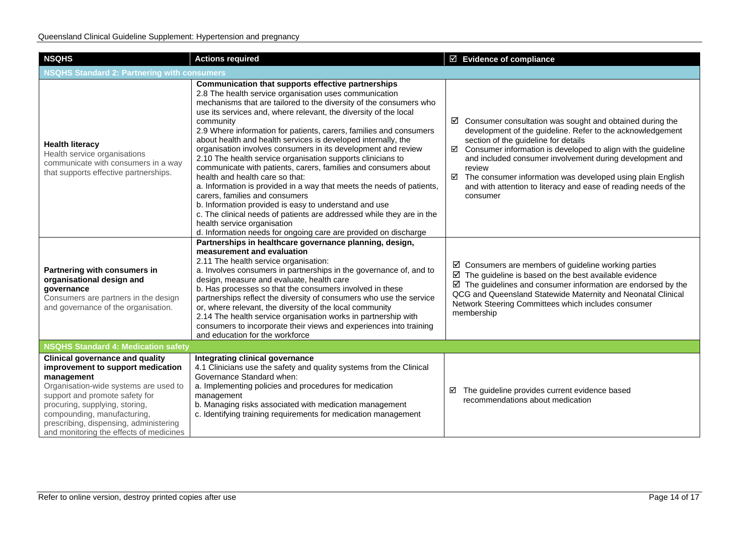| NSQHS | Actions required | ☑ Evidence of compliance |
|---|---|---|
| **NSQHS Standard 2: Partnering with consumers** | | |
| **Health literacy**<br>Health service organisations communicate with consumers in a way that supports effective partnerships. | **Communication that supports effective partnerships**<br>2.8 The health service organisation uses communication mechanisms that are tailored to the diversity of the consumers who use its services and, where relevant, the diversity of the local community<br>2.9 Where information for patients, carers, families and consumers about health and health services is developed internally, the organisation involves consumers in its development and review<br>2.10 The health service organisation supports clinicians to communicate with patients, carers, families and consumers about health and health care so that:<br>a. Information is provided in a way that meets the needs of patients, carers, families and consumers<br>b. Information provided is easy to understand and use<br>c. The clinical needs of patients are addressed while they are in the health service organisation<br>d. Information needs for ongoing care are provided on discharge | ☑ Consumer consultation was sought and obtained during the development of the guideline. Refer to the acknowledgement section of the guideline for details<br>☑ Consumer information is developed to align with the guideline and included consumer involvement during development and review<br>☑ The consumer information was developed using plain English and with attention to literacy and ease of reading needs of the consumer |
| **Partnering with consumers in organisational design and governance**<br>Consumers are partners in the design and governance of the organisation. | **Partnerships in healthcare governance planning, design, measurement and evaluation**<br>2.11 The health service organisation:<br>a. Involves consumers in partnerships in the governance of, and to design, measure and evaluate, health care<br>b. Has processes so that the consumers involved in these partnerships reflect the diversity of consumers who use the service or, where relevant, the diversity of the local community<br>2.14 The health service organisation works in partnership with consumers to incorporate their views and experiences into training and education for the workforce | ☑ Consumers are members of guideline working parties<br>☑ The guideline is based on the best available evidence<br>☑ The guidelines and consumer information are endorsed by the QCG and Queensland Statewide Maternity and Neonatal Clinical Network Steering Committees which includes consumer membership |
| **NSQHS Standard 4: Medication safety** | | |
| **Clinical governance and quality improvement to support medication management**<br>Organisation-wide systems are used to support and promote safety for procuring, supplying, storing, compounding, manufacturing, prescribing, dispensing, administering and monitoring the effects of medicines | **Integrating clinical governance**<br>4.1 Clinicians use the safety and quality systems from the Clinical Governance Standard when:<br>a. Implementing policies and procedures for medication management<br>b. Managing risks associated with medication management<br>c. Identifying training requirements for medication management | ☑ The guideline provides current evidence based recommendations about medication |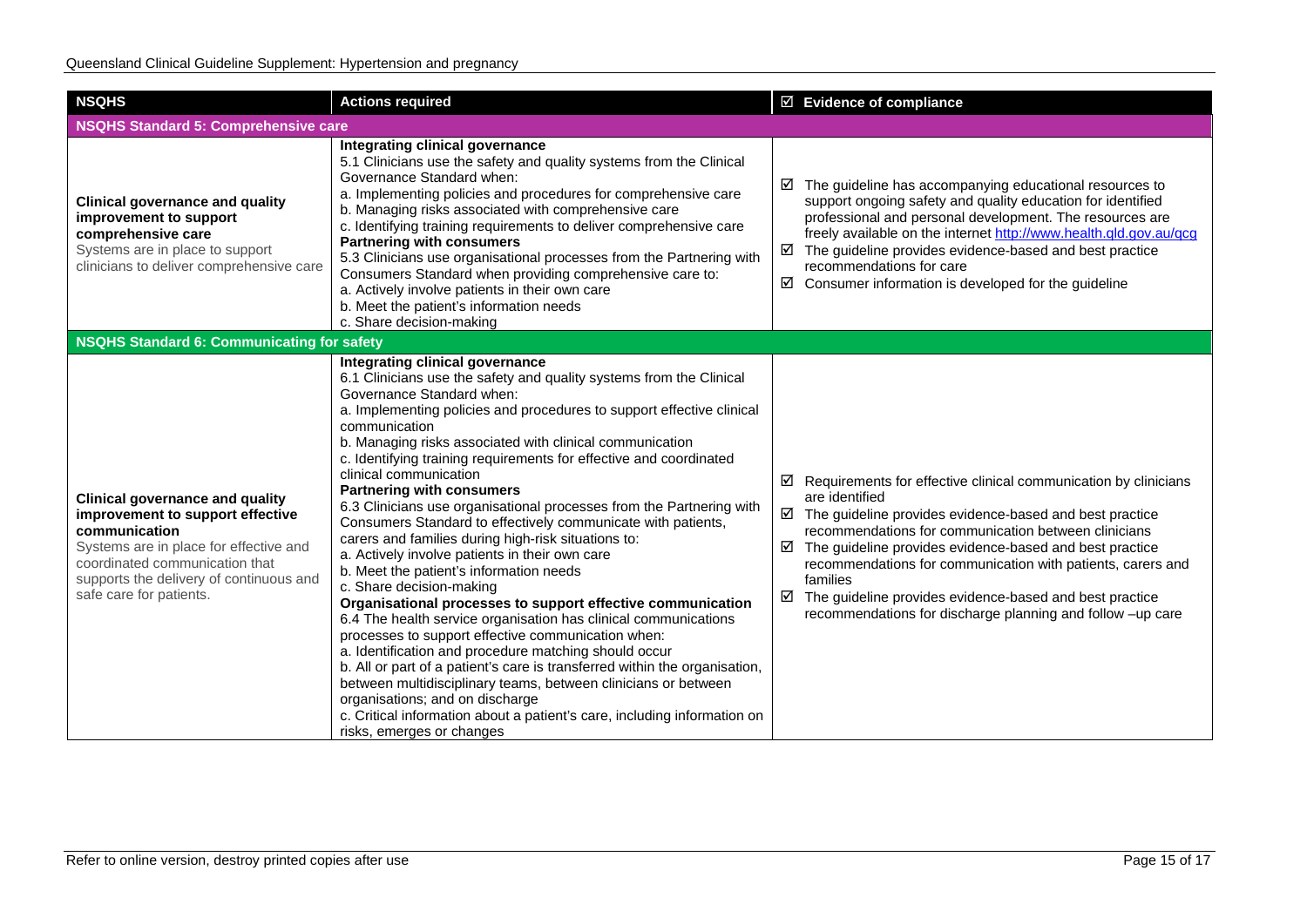| NSQHS | Actions required | ☑ Evidence of compliance |
|---|---|---|
| **NSQHS Standard 5: Comprehensive care** | | |
| **Clinical governance and quality improvement to support comprehensive care**<br>Systems are in place to support clinicians to deliver comprehensive care | **Integrating clinical governance**<br>5.1 Clinicians use the safety and quality systems from the Clinical Governance Standard when:<br>a. Implementing policies and procedures for comprehensive care<br>b. Managing risks associated with comprehensive care<br>c. Identifying training requirements to deliver comprehensive care<br>**Partnering with consumers**<br>5.3 Clinicians use organisational processes from the Partnering with Consumers Standard when providing comprehensive care to:<br>a. Actively involve patients in their own care<br>b. Meet the patient's information needs<br>c. Share decision-making | ☑ The guideline has accompanying educational resources to support ongoing safety and quality education for identified professional and personal development. The resources are freely available on the internet [http://www.health.qld.gov.au/qcg](http://www.health.qld.gov.au/qcg)<br>☑ The guideline provides evidence-based and best practice recommendations for care<br>☑ Consumer information is developed for the guideline |
| **NSQHS Standard 6: Communicating for safety** | | |
| **Clinical governance and quality improvement to support effective communication**<br>Systems are in place for effective and coordinated communication that supports the delivery of continuous and safe care for patients. | **Integrating clinical governance**<br>6.1 Clinicians use the safety and quality systems from the Clinical Governance Standard when:<br>a. Implementing policies and procedures to support effective clinical communication<br>b. Managing risks associated with clinical communication<br>c. Identifying training requirements for effective and coordinated clinical communication<br>**Partnering with consumers**<br>6.3 Clinicians use organisational processes from the Partnering with Consumers Standard to effectively communicate with patients, carers and families during high-risk situations to:<br>a. Actively involve patients in their own care<br>b. Meet the patient's information needs<br>c. Share decision-making<br>**Organisational processes to support effective communication**<br>6.4 The health service organisation has clinical communications processes to support effective communication when:<br>a. Identification and procedure matching should occur<br>b. All or part of a patient's care is transferred within the organisation, between multidisciplinary teams, between clinicians or between organisations; and on discharge<br>c. Critical information about a patient's care, including information on risks, emerges or changes | ☑ Requirements for effective clinical communication by clinicians are identified<br>☑ The guideline provides evidence-based and best practice recommendations for communication between clinicians<br>☑ The guideline provides evidence-based and best practice recommendations for communication with patients, carers and families<br>☑ The guideline provides evidence-based and best practice recommendations for discharge planning and follow –up care |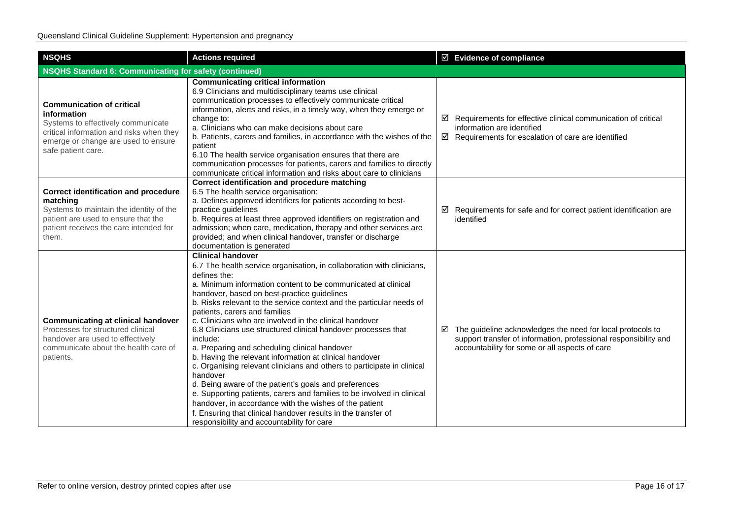| NSQHS | Actions required | ☑ Evidence of compliance |
|---|---|---|
| **NSQHS Standard 6: Communicating for safety (continued)** | | |
| **Communication of critical information**<br>Systems to effectively communicate critical information and risks when they emerge or change are used to ensure safe patient care. | **Communicating critical information**<br>6.9 Clinicians and multidisciplinary teams use clinical communication processes to effectively communicate critical information, alerts and risks, in a timely way, when they emerge or change to:<br>a. Clinicians who can make decisions about care<br>b. Patients, carers and families, in accordance with the wishes of the patient<br>6.10 The health service organisation ensures that there are communication processes for patients, carers and families to directly communicate critical information and risks about care to clinicians | ☑ Requirements for effective clinical communication of critical information are identified<br>☑ Requirements for escalation of care are identified |
| **Correct identification and procedure matching**<br>Systems to maintain the identity of the patient are used to ensure that the patient receives the care intended for them. | **Correct identification and procedure matching**<br>6.5 The health service organisation:<br>a. Defines approved identifiers for patients according to best-practice guidelines<br>b. Requires at least three approved identifiers on registration and admission; when care, medication, therapy and other services are provided; and when clinical handover, transfer or discharge documentation is generated | ☑ Requirements for safe and for correct patient identification are identified |
| **Communicating at clinical handover**<br>Processes for structured clinical handover are used to effectively communicate about the health care of patients. | **Clinical handover**<br>6.7 The health service organisation, in collaboration with clinicians, defines the:<br>a. Minimum information content to be communicated at clinical handover, based on best-practice guidelines<br>b. Risks relevant to the service context and the particular needs of patients, carers and families<br>c. Clinicians who are involved in the clinical handover<br>6.8 Clinicians use structured clinical handover processes that include:<br>a. Preparing and scheduling clinical handover<br>b. Having the relevant information at clinical handover<br>c. Organising relevant clinicians and others to participate in clinical handover<br>d. Being aware of the patient's goals and preferences<br>e. Supporting patients, carers and families to be involved in clinical handover, in accordance with the wishes of the patient<br>f. Ensuring that clinical handover results in the transfer of responsibility and accountability for care | ☑ The guideline acknowledges the need for local protocols to support transfer of information, professional responsibility and accountability for some or all aspects of care |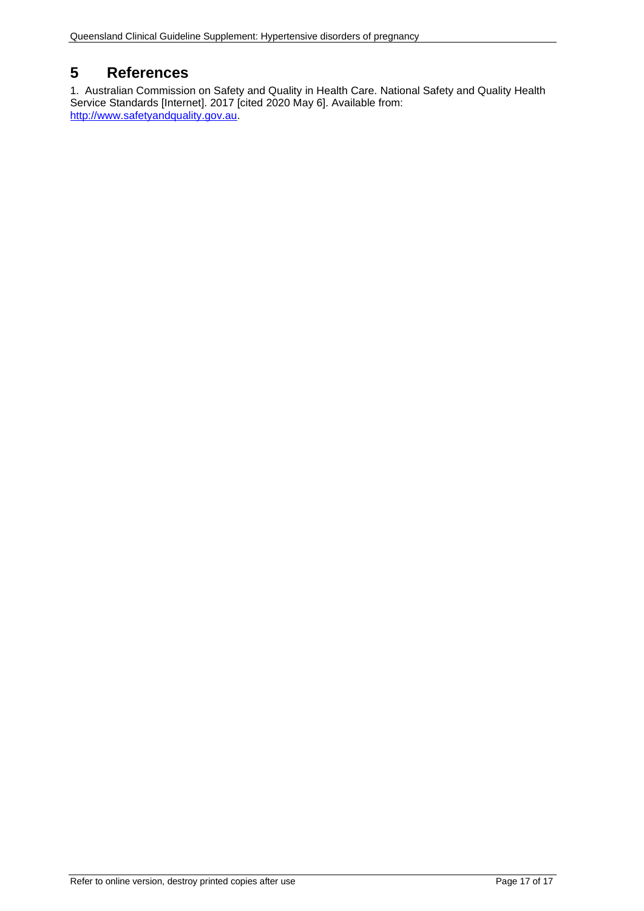# 5 References

1. Australian Commission on Safety and Quality in Health Care. National Safety and Quality Health Service Standards [Internet]. 2017 [cited 2020 May 6]. Available from: http://www.safetyandquality.gov.au.